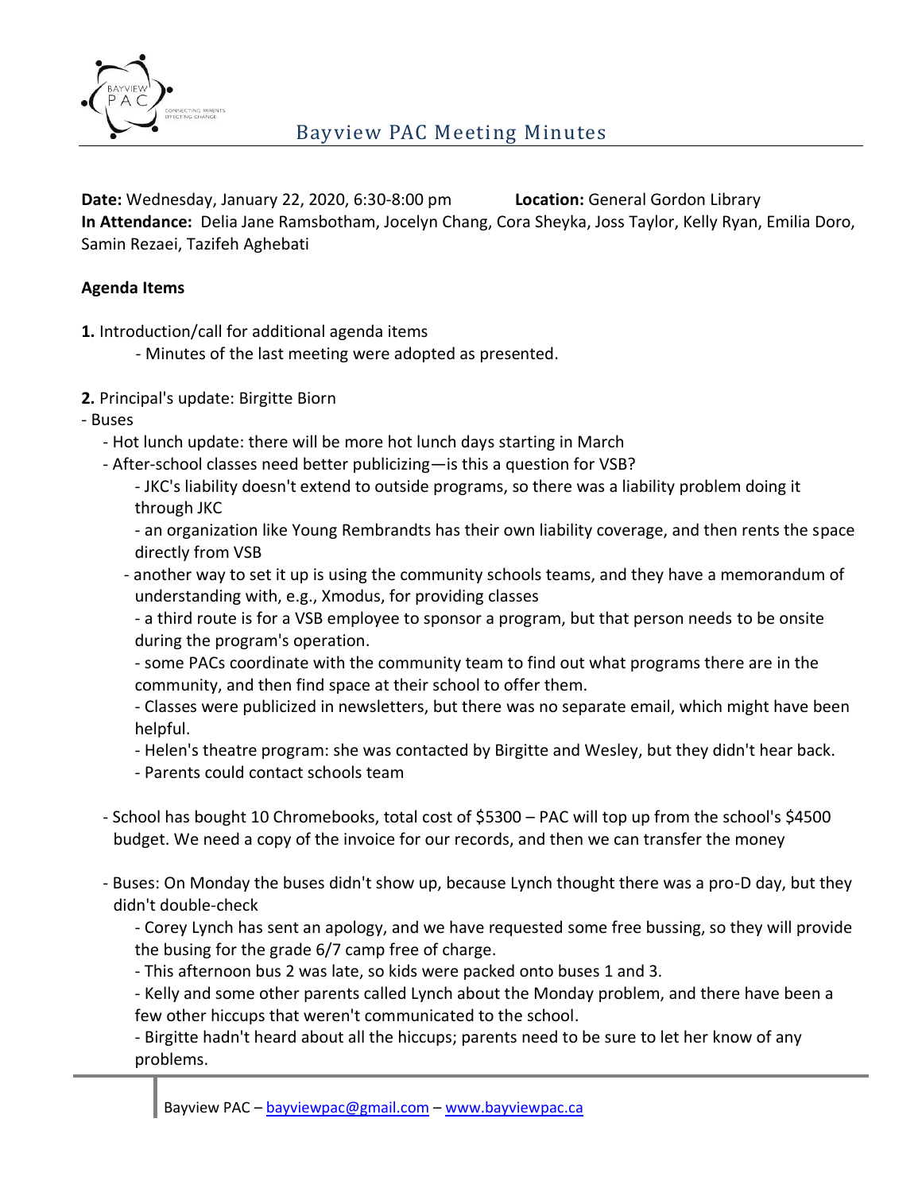# Bayview PAC Meeting Minutes

**Date:** Wednesday, January 22, 2020, 6:30-8:00 pm **Location:** General Gordon Library
**In Attendance:** Delia Jane Ramsbotham, Jocelyn Chang, Cora Sheyka, Joss Taylor, Kelly Ryan, Emilia Doro, Samin Rezaei, Tazifeh Aghebati

**Agenda Items**

**1.** Introduction/call for additional agenda items
- Minutes of the last meeting were adopted as presented.

**2.** Principal's update: Birgitte Biorn
- Buses
  - Hot lunch update: there will be more hot lunch days starting in March
  - After-school classes need better publicizing—is this a question for VSB?
    - JKC's liability doesn't extend to outside programs, so there was a liability problem doing it through JKC
    - an organization like Young Rembrandts has their own liability coverage, and then rents the space directly from VSB
    - another way to set it up is using the community schools teams, and they have a memorandum of understanding with, e.g., Xmodus, for providing classes
    - a third route is for a VSB employee to sponsor a program, but that person needs to be onsite during the program's operation.
    - some PACs coordinate with the community team to find out what programs there are in the community, and then find space at their school to offer them.
    - Classes were publicized in newsletters, but there was no separate email, which might have been helpful.
    - Helen's theatre program: she was contacted by Birgitte and Wesley, but they didn't hear back.
    - Parents could contact schools team
  - School has bought 10 Chromebooks, total cost of $5300 – PAC will top up from the school's $4500 budget. We need a copy of the invoice for our records, and then we can transfer the money
  - Buses: On Monday the buses didn't show up, because Lynch thought there was a pro-D day, but they didn't double-check
    - Corey Lynch has sent an apology, and we have requested some free bussing, so they will provide the busing for the grade 6/7 camp free of charge.
    - This afternoon bus 2 was late, so kids were packed onto buses 1 and 3.
    - Kelly and some other parents called Lynch about the Monday problem, and there have been a few other hiccups that weren't communicated to the school.
    - Birgitte hadn't heard about all the hiccups; parents need to be sure to let her know of any problems.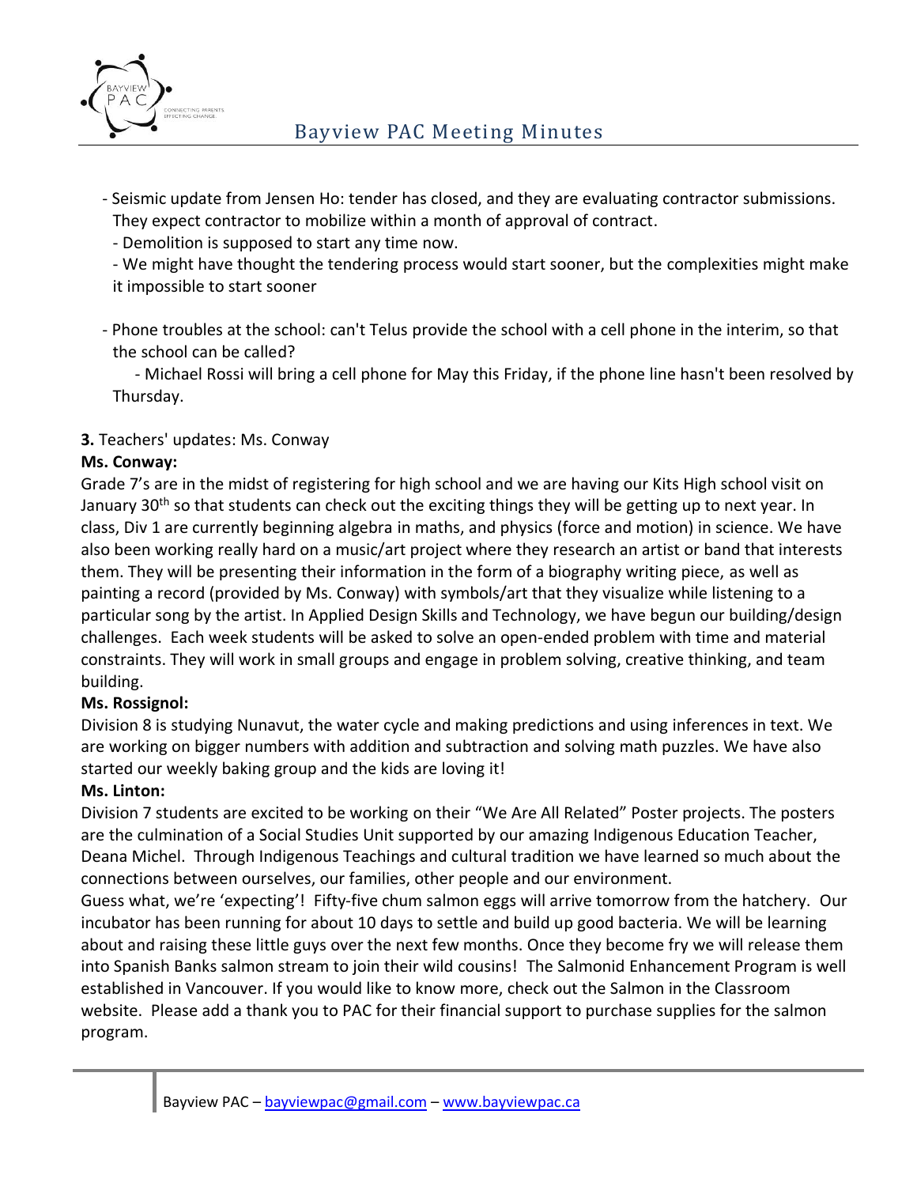- Seismic update from Jensen Ho: tender has closed, and they are evaluating contractor submissions. They expect contractor to mobilize within a month of approval of contract.
  - Demolition is supposed to start any time now.
  - We might have thought the tendering process would start sooner, but the complexities might make it impossible to start sooner

- Phone troubles at the school: can't Telus provide the school with a cell phone in the interim, so that the school can be called?
  - Michael Rossi will bring a cell phone for May this Friday, if the phone line hasn't been resolved by Thursday.

**3.** Teachers' updates: Ms. Conway

**Ms. Conway:**

Grade 7's are in the midst of registering for high school and we are having our Kits High school visit on January 30th so that students can check out the exciting things they will be getting up to next year. In class, Div 1 are currently beginning algebra in maths, and physics (force and motion) in science. We have also been working really hard on a music/art project where they research an artist or band that interests them. They will be presenting their information in the form of a biography writing piece, as well as painting a record (provided by Ms. Conway) with symbols/art that they visualize while listening to a particular song by the artist. In Applied Design Skills and Technology, we have begun our building/design challenges. Each week students will be asked to solve an open-ended problem with time and material constraints. They will work in small groups and engage in problem solving, creative thinking, and team building.

**Ms. Rossignol:**

Division 8 is studying Nunavut, the water cycle and making predictions and using inferences in text. We are working on bigger numbers with addition and subtraction and solving math puzzles. We have also started our weekly baking group and the kids are loving it!

**Ms. Linton:**

Division 7 students are excited to be working on their "We Are All Related" Poster projects. The posters are the culmination of a Social Studies Unit supported by our amazing Indigenous Education Teacher, Deana Michel. Through Indigenous Teachings and cultural tradition we have learned so much about the connections between ourselves, our families, other people and our environment.

Guess what, we're 'expecting'! Fifty-five chum salmon eggs will arrive tomorrow from the hatchery. Our incubator has been running for about 10 days to settle and build up good bacteria. We will be learning about and raising these little guys over the next few months. Once they become fry we will release them into Spanish Banks salmon stream to join their wild cousins! The Salmonid Enhancement Program is well established in Vancouver. If you would like to know more, check out the Salmon in the Classroom website. Please add a thank you to PAC for their financial support to purchase supplies for the salmon program.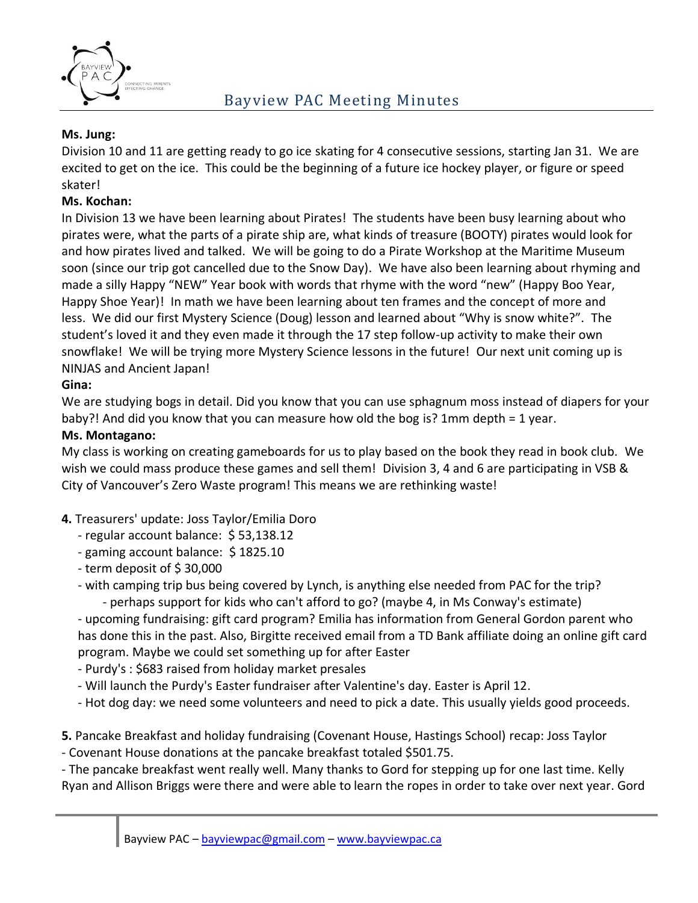**Ms. Jung:**
Division 10 and 11 are getting ready to go ice skating for 4 consecutive sessions, starting Jan 31. We are excited to get on the ice. This could be the beginning of a future ice hockey player, or figure or speed skater!

**Ms. Kochan:**
In Division 13 we have been learning about Pirates! The students have been busy learning about who pirates were, what the parts of a pirate ship are, what kinds of treasure (BOOTY) pirates would look for and how pirates lived and talked. We will be going to do a Pirate Workshop at the Maritime Museum soon (since our trip got cancelled due to the Snow Day). We have also been learning about rhyming and made a silly Happy "NEW" Year book with words that rhyme with the word "new" (Happy Boo Year, Happy Shoe Year)! In math we have been learning about ten frames and the concept of more and less. We did our first Mystery Science (Doug) lesson and learned about "Why is snow white?". The student's loved it and they even made it through the 17 step follow-up activity to make their own snowflake! We will be trying more Mystery Science lessons in the future! Our next unit coming up is NINJAS and Ancient Japan!

**Gina:**
We are studying bogs in detail. Did you know that you can use sphagnum moss instead of diapers for your baby?! And did you know that you can measure how old the bog is? 1mm depth = 1 year.

**Ms. Montagano:**
My class is working on creating gameboards for us to play based on the book they read in book club. We wish we could mass produce these games and sell them! Division 3, 4 and 6 are participating in VSB & City of Vancouver's Zero Waste program! This means we are rethinking waste!

**4.** Treasurers' update: Joss Taylor/Emilia Doro

- regular account balance: $ 53,138.12
- gaming account balance: $ 1825.10
- term deposit of $ 30,000
- with camping trip bus being covered by Lynch, is anything else needed from PAC for the trip?
  - perhaps support for kids who can't afford to go? (maybe 4, in Ms Conway's estimate)
- upcoming fundraising: gift card program? Emilia has information from General Gordon parent who has done this in the past. Also, Birgitte received email from a TD Bank affiliate doing an online gift card program. Maybe we could set something up for after Easter
- Purdy's : $683 raised from holiday market presales
- Will launch the Purdy's Easter fundraiser after Valentine's day. Easter is April 12.
- Hot dog day: we need some volunteers and need to pick a date. This usually yields good proceeds.

**5.** Pancake Breakfast and holiday fundraising (Covenant House, Hastings School) recap: Joss Taylor

- Covenant House donations at the pancake breakfast totaled $501.75.
- The pancake breakfast went really well. Many thanks to Gord for stepping up for one last time. Kelly Ryan and Allison Briggs were there and were able to learn the ropes in order to take over next year. Gord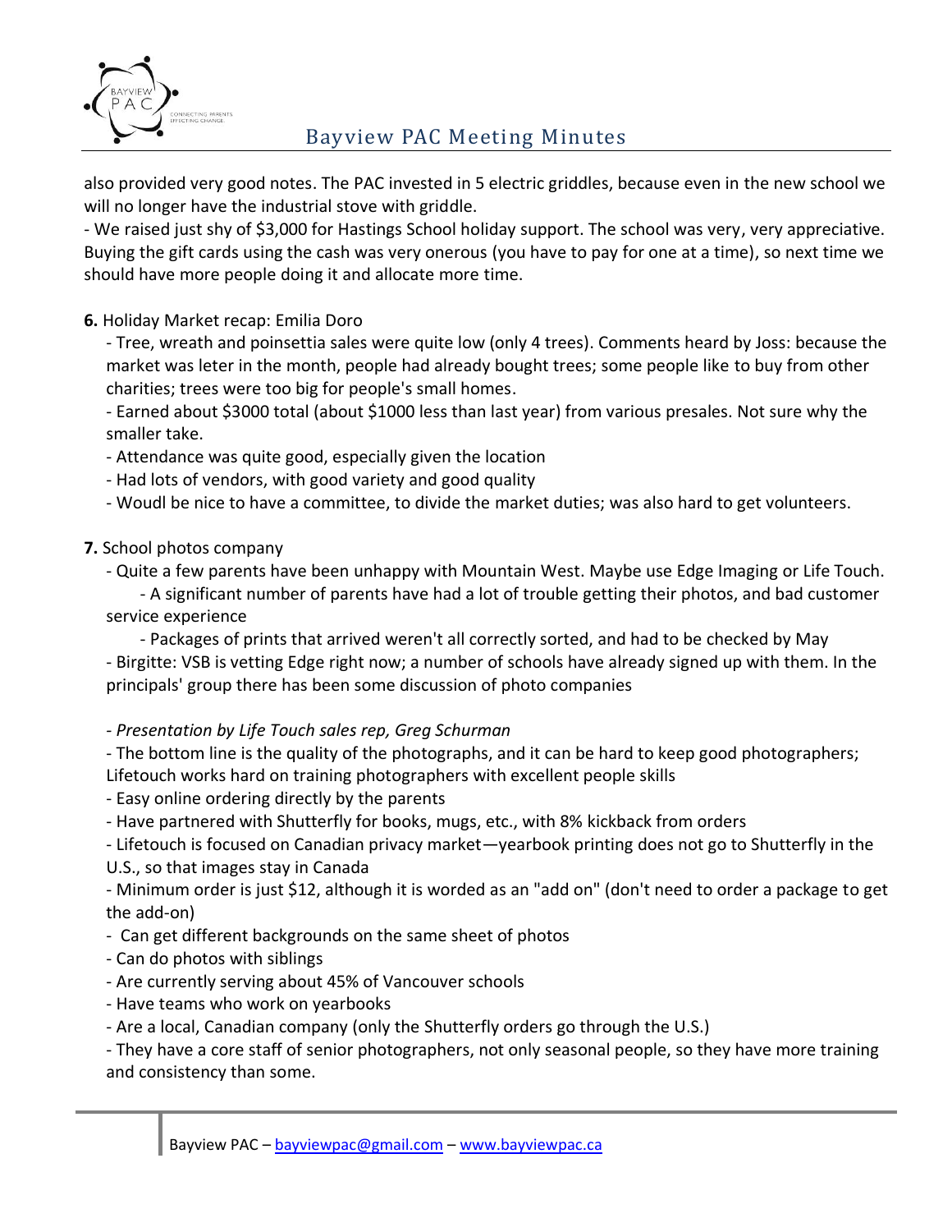also provided very good notes. The PAC invested in 5 electric griddles, because even in the new school we will no longer have the industrial stove with griddle.

- We raised just shy of $3,000 for Hastings School holiday support. The school was very, very appreciative. Buying the gift cards using the cash was very onerous (you have to pay for one at a time), so next time we should have more people doing it and allocate more time.

**6.** Holiday Market recap: Emilia Doro

- Tree, wreath and poinsettia sales were quite low (only 4 trees). Comments heard by Joss: because the market was leter in the month, people had already bought trees; some people like to buy from other charities; trees were too big for people's small homes.
- Earned about $3000 total (about $1000 less than last year) from various presales. Not sure why the smaller take.
- Attendance was quite good, especially given the location
- Had lots of vendors, with good variety and good quality
- Woudl be nice to have a committee, to divide the market duties; was also hard to get volunteers.

**7.** School photos company

- Quite a few parents have been unhappy with Mountain West. Maybe use Edge Imaging or Life Touch.
  - A significant number of parents have had a lot of trouble getting their photos, and bad customer service experience
  - Packages of prints that arrived weren't all correctly sorted, and had to be checked by May
- Birgitte: VSB is vetting Edge right now; a number of schools have already signed up with them. In the principals' group there has been some discussion of photo companies

- *Presentation by Life Touch sales rep, Greg Schurman*
- The bottom line is the quality of the photographs, and it can be hard to keep good photographers; Lifetouch works hard on training photographers with excellent people skills
- Easy online ordering directly by the parents
- Have partnered with Shutterfly for books, mugs, etc., with 8% kickback from orders
- Lifetouch is focused on Canadian privacy market—yearbook printing does not go to Shutterfly in the U.S., so that images stay in Canada
- Minimum order is just $12, although it is worded as an "add on" (don't need to order a package to get the add-on)
- Can get different backgrounds on the same sheet of photos
- Can do photos with siblings
- Are currently serving about 45% of Vancouver schools
- Have teams who work on yearbooks
- Are a local, Canadian company (only the Shutterfly orders go through the U.S.)
- They have a core staff of senior photographers, not only seasonal people, so they have more training and consistency than some.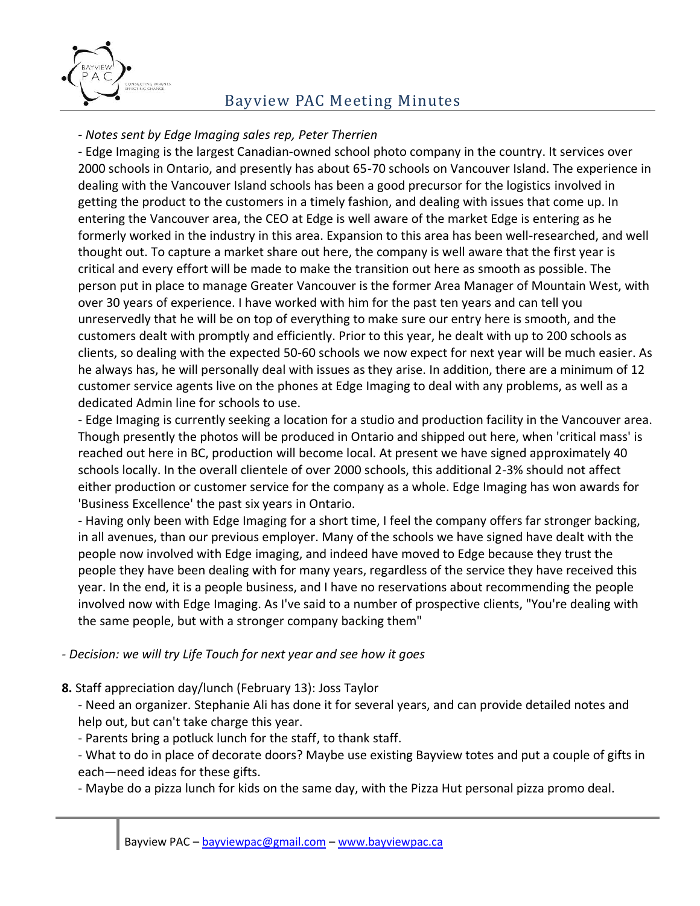- *Notes sent by Edge Imaging sales rep, Peter Therrien*

- Edge Imaging is the largest Canadian-owned school photo company in the country. It services over 2000 schools in Ontario, and presently has about 65-70 schools on Vancouver Island. The experience in dealing with the Vancouver Island schools has been a good precursor for the logistics involved in getting the product to the customers in a timely fashion, and dealing with issues that come up. In entering the Vancouver area, the CEO at Edge is well aware of the market Edge is entering as he formerly worked in the industry in this area. Expansion to this area has been well-researched, and well thought out. To capture a market share out here, the company is well aware that the first year is critical and every effort will be made to make the transition out here as smooth as possible. The person put in place to manage Greater Vancouver is the former Area Manager of Mountain West, with over 30 years of experience. I have worked with him for the past ten years and can tell you unreservedly that he will be on top of everything to make sure our entry here is smooth, and the customers dealt with promptly and efficiently. Prior to this year, he dealt with up to 200 schools as clients, so dealing with the expected 50-60 schools we now expect for next year will be much easier. As he always has, he will personally deal with issues as they arise. In addition, there are a minimum of 12 customer service agents live on the phones at Edge Imaging to deal with any problems, as well as a dedicated Admin line for schools to use.
- Edge Imaging is currently seeking a location for a studio and production facility in the Vancouver area. Though presently the photos will be produced in Ontario and shipped out here, when 'critical mass' is reached out here in BC, production will become local. At present we have signed approximately 40 schools locally. In the overall clientele of over 2000 schools, this additional 2-3% should not affect either production or customer service for the company as a whole. Edge Imaging has won awards for 'Business Excellence' the past six years in Ontario.
- Having only been with Edge Imaging for a short time, I feel the company offers far stronger backing, in all avenues, than our previous employer. Many of the schools we have signed have dealt with the people now involved with Edge imaging, and indeed have moved to Edge because they trust the people they have been dealing with for many years, regardless of the service they have received this year. In the end, it is a people business, and I have no reservations about recommending the people involved now with Edge Imaging. As I've said to a number of prospective clients, "You're dealing with the same people, but with a stronger company backing them"

- *Decision: we will try Life Touch for next year and see how it goes*

**8.** Staff appreciation day/lunch (February 13): Joss Taylor

- Need an organizer. Stephanie Ali has done it for several years, and can provide detailed notes and help out, but can't take charge this year.
- Parents bring a potluck lunch for the staff, to thank staff.
- What to do in place of decorate doors? Maybe use existing Bayview totes and put a couple of gifts in each—need ideas for these gifts.
- Maybe do a pizza lunch for kids on the same day, with the Pizza Hut personal pizza promo deal.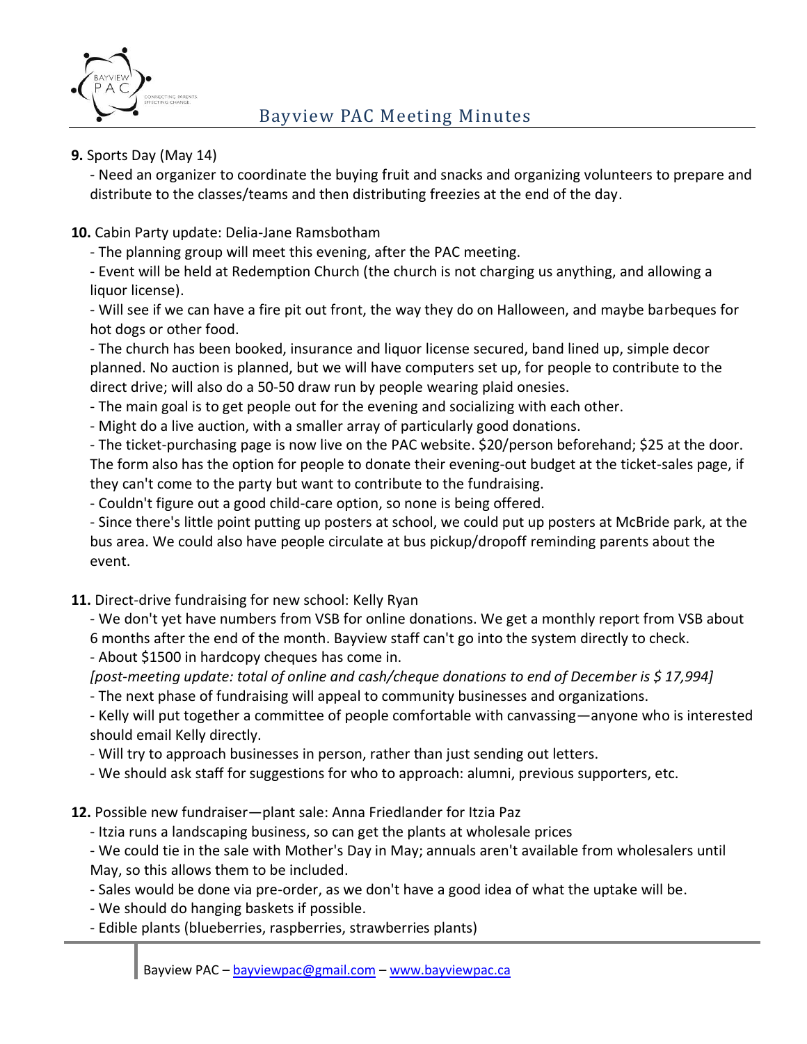**9.** Sports Day (May 14)

- Need an organizer to coordinate the buying fruit and snacks and organizing volunteers to prepare and distribute to the classes/teams and then distributing freezies at the end of the day.

**10.** Cabin Party update: Delia-Jane Ramsbotham

- The planning group will meet this evening, after the PAC meeting.
- Event will be held at Redemption Church (the church is not charging us anything, and allowing a liquor license).
- Will see if we can have a fire pit out front, the way they do on Halloween, and maybe barbeques for hot dogs or other food.
- The church has been booked, insurance and liquor license secured, band lined up, simple decor planned. No auction is planned, but we will have computers set up, for people to contribute to the direct drive; will also do a 50-50 draw run by people wearing plaid onesies.
- The main goal is to get people out for the evening and socializing with each other.
- Might do a live auction, with a smaller array of particularly good donations.
- The ticket-purchasing page is now live on the PAC website. $20/person beforehand; $25 at the door. The form also has the option for people to donate their evening-out budget at the ticket-sales page, if they can't come to the party but want to contribute to the fundraising.
- Couldn't figure out a good child-care option, so none is being offered.
- Since there's little point putting up posters at school, we could put up posters at McBride park, at the bus area. We could also have people circulate at bus pickup/dropoff reminding parents about the event.

**11.** Direct-drive fundraising for new school: Kelly Ryan

- We don't yet have numbers from VSB for online donations. We get a monthly report from VSB about 6 months after the end of the month. Bayview staff can't go into the system directly to check.
- About $1500 in hardcopy cheques has come in.

*[post-meeting update: total of online and cash/cheque donations to end of December is $ 17,994]*

- The next phase of fundraising will appeal to community businesses and organizations.
- Kelly will put together a committee of people comfortable with canvassing—anyone who is interested should email Kelly directly.
- Will try to approach businesses in person, rather than just sending out letters.
- We should ask staff for suggestions for who to approach: alumni, previous supporters, etc.

**12.** Possible new fundraiser—plant sale: Anna Friedlander for Itzia Paz

- Itzia runs a landscaping business, so can get the plants at wholesale prices
- We could tie in the sale with Mother's Day in May; annuals aren't available from wholesalers until May, so this allows them to be included.
- Sales would be done via pre-order, as we don't have a good idea of what the uptake will be.
- We should do hanging baskets if possible.
- Edible plants (blueberries, raspberries, strawberries plants)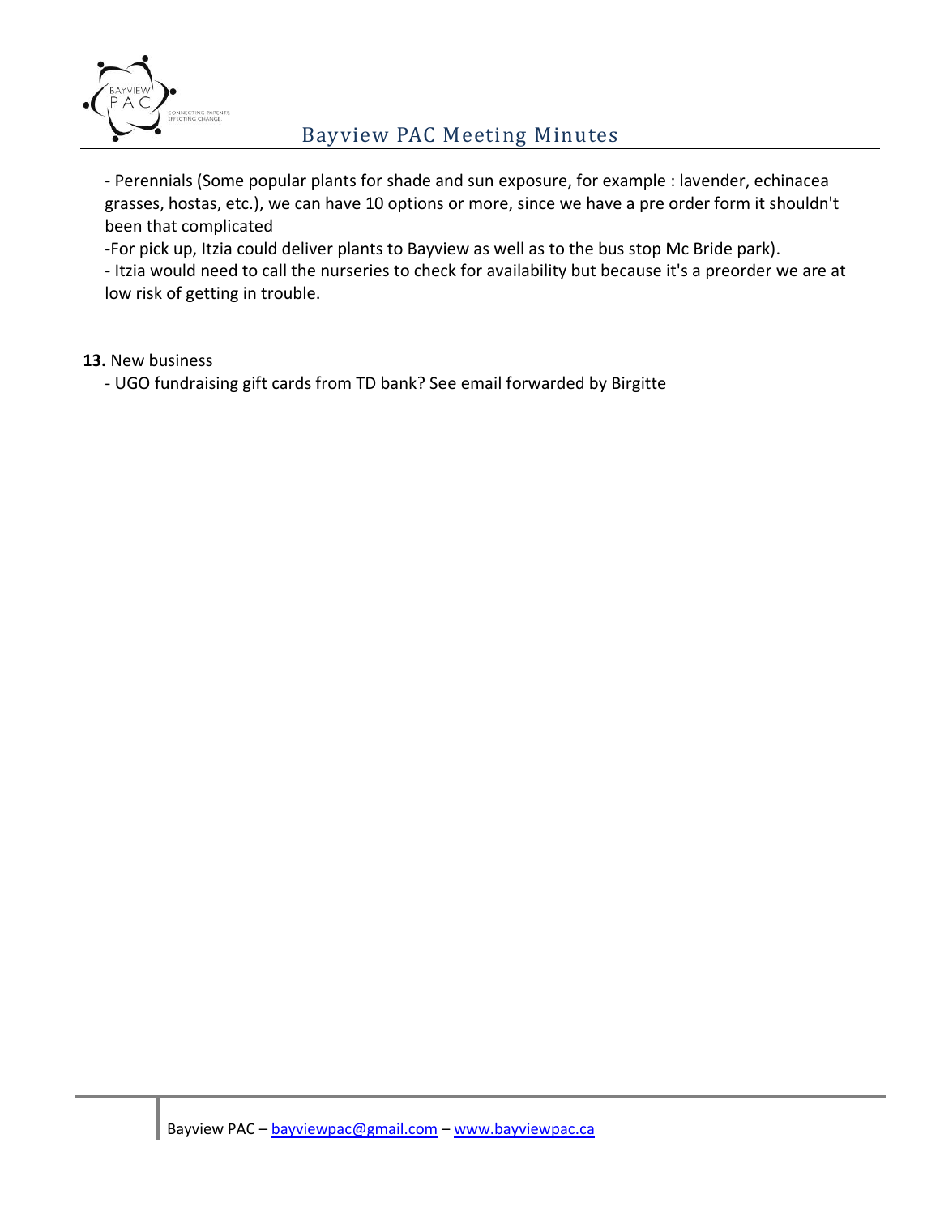- Perennials (Some popular plants for shade and sun exposure, for example : lavender, echinacea grasses, hostas, etc.), we can have 10 options or more, since we have a pre order form it shouldn't been that complicated

-For pick up, Itzia could deliver plants to Bayview as well as to the bus stop Mc Bride park).

- Itzia would need to call the nurseries to check for availability but because it's a preorder we are at low risk of getting in trouble.

**13.** New business

- UGO fundraising gift cards from TD bank? See email forwarded by Birgitte